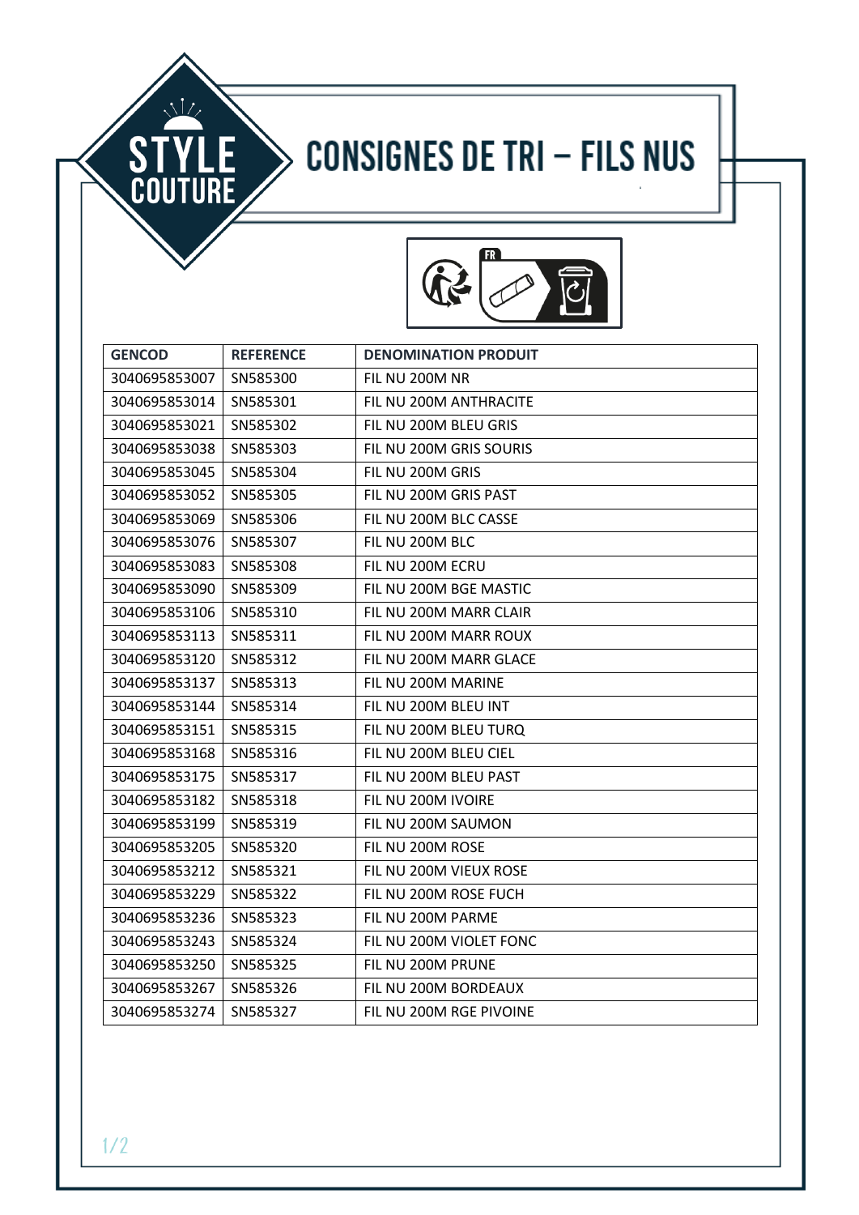STYLE COUTURE

# CONSIGNES DE TRI – FILS NUS

| GENCOD | REFERENCE | DENOMINATION PRODUIT |
|---|---|---|
| 3040695853007 | SN585300 | FIL NU 200M NR |
| 3040695853014 | SN585301 | FIL NU 200M ANTHRACITE |
| 3040695853021 | SN585302 | FIL NU 200M BLEU GRIS |
| 3040695853038 | SN585303 | FIL NU 200M GRIS SOURIS |
| 3040695853045 | SN585304 | FIL NU 200M GRIS |
| 3040695853052 | SN585305 | FIL NU 200M GRIS PAST |
| 3040695853069 | SN585306 | FIL NU 200M BLC CASSE |
| 3040695853076 | SN585307 | FIL NU 200M BLC |
| 3040695853083 | SN585308 | FIL NU 200M ECRU |
| 3040695853090 | SN585309 | FIL NU 200M BGE MASTIC |
| 3040695853106 | SN585310 | FIL NU 200M MARR CLAIR |
| 3040695853113 | SN585311 | FIL NU 200M MARR ROUX |
| 3040695853120 | SN585312 | FIL NU 200M MARR GLACE |
| 3040695853137 | SN585313 | FIL NU 200M MARINE |
| 3040695853144 | SN585314 | FIL NU 200M BLEU INT |
| 3040695853151 | SN585315 | FIL NU 200M BLEU TURQ |
| 3040695853168 | SN585316 | FIL NU 200M BLEU CIEL |
| 3040695853175 | SN585317 | FIL NU 200M BLEU PAST |
| 3040695853182 | SN585318 | FIL NU 200M IVOIRE |
| 3040695853199 | SN585319 | FIL NU 200M SAUMON |
| 3040695853205 | SN585320 | FIL NU 200M ROSE |
| 3040695853212 | SN585321 | FIL NU 200M VIEUX ROSE |
| 3040695853229 | SN585322 | FIL NU 200M ROSE FUCH |
| 3040695853236 | SN585323 | FIL NU 200M PARME |
| 3040695853243 | SN585324 | FIL NU 200M VIOLET FONC |
| 3040695853250 | SN585325 | FIL NU 200M PRUNE |
| 3040695853267 | SN585326 | FIL NU 200M BORDEAUX |
| 3040695853274 | SN585327 | FIL NU 200M RGE PIVOINE |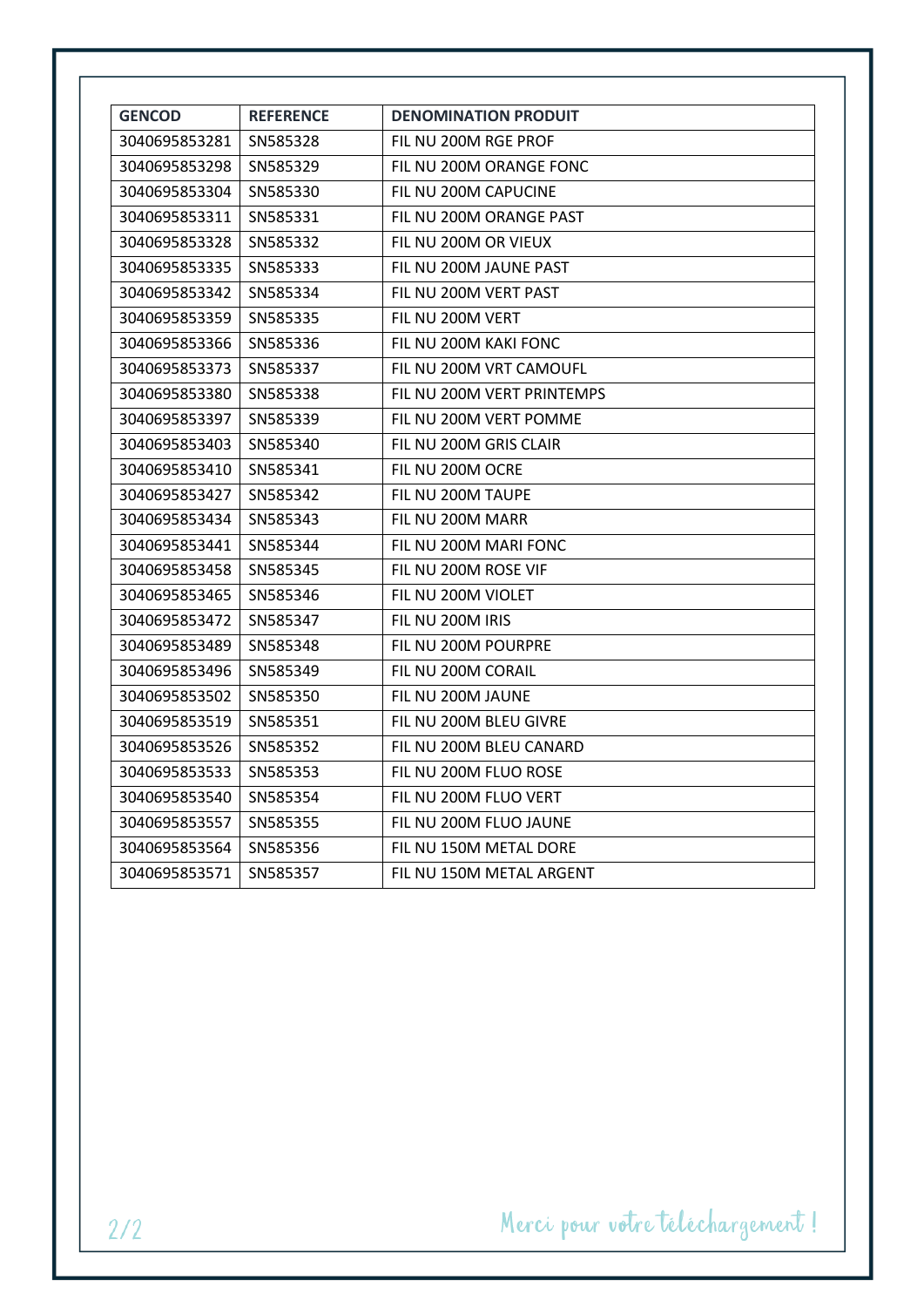| GENCOD | REFERENCE | DENOMINATION PRODUIT |
| --- | --- | --- |
| 3040695853281 | SN585328 | FIL NU 200M RGE PROF |
| 3040695853298 | SN585329 | FIL NU 200M ORANGE FONC |
| 3040695853304 | SN585330 | FIL NU 200M CAPUCINE |
| 3040695853311 | SN585331 | FIL NU 200M ORANGE PAST |
| 3040695853328 | SN585332 | FIL NU 200M OR VIEUX |
| 3040695853335 | SN585333 | FIL NU 200M JAUNE PAST |
| 3040695853342 | SN585334 | FIL NU 200M VERT PAST |
| 3040695853359 | SN585335 | FIL NU 200M VERT |
| 3040695853366 | SN585336 | FIL NU 200M KAKI FONC |
| 3040695853373 | SN585337 | FIL NU 200M VRT CAMOUFL |
| 3040695853380 | SN585338 | FIL NU 200M VERT PRINTEMPS |
| 3040695853397 | SN585339 | FIL NU 200M VERT POMME |
| 3040695853403 | SN585340 | FIL NU 200M GRIS CLAIR |
| 3040695853410 | SN585341 | FIL NU 200M OCRE |
| 3040695853427 | SN585342 | FIL NU 200M TAUPE |
| 3040695853434 | SN585343 | FIL NU 200M MARR |
| 3040695853441 | SN585344 | FIL NU 200M MARI FONC |
| 3040695853458 | SN585345 | FIL NU 200M ROSE VIF |
| 3040695853465 | SN585346 | FIL NU 200M VIOLET |
| 3040695853472 | SN585347 | FIL NU 200M IRIS |
| 3040695853489 | SN585348 | FIL NU 200M POURPRE |
| 3040695853496 | SN585349 | FIL NU 200M CORAIL |
| 3040695853502 | SN585350 | FIL NU 200M JAUNE |
| 3040695853519 | SN585351 | FIL NU 200M BLEU GIVRE |
| 3040695853526 | SN585352 | FIL NU 200M BLEU CANARD |
| 3040695853533 | SN585353 | FIL NU 200M FLUO ROSE |
| 3040695853540 | SN585354 | FIL NU 200M FLUO VERT |
| 3040695853557 | SN585355 | FIL NU 200M FLUO JAUNE |
| 3040695853564 | SN585356 | FIL NU 150M METAL DORE |
| 3040695853571 | SN585357 | FIL NU 150M METAL ARGENT |

Merci pour votre téléchargement !